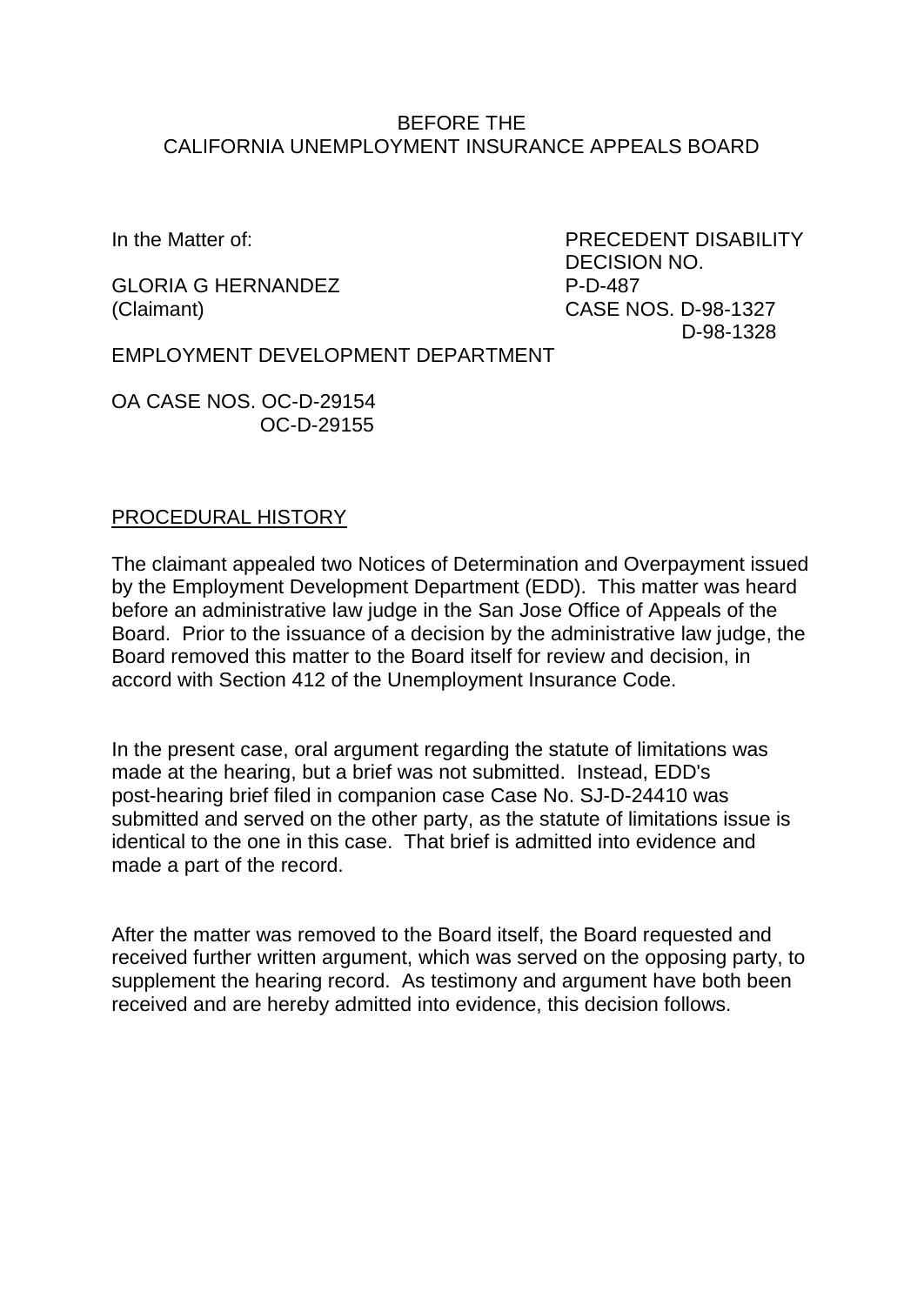BEFORE THE
CALIFORNIA UNEMPLOYMENT INSURANCE APPEALS BOARD

| | |
|---|---|
| In the Matter of: | PRECEDENT DISABILITY DECISION NO. |
| GLORIA G HERNANDEZ | P-D-487 |
| (Claimant) | CASE NOS. D-98-1327 |
| | D-98-1328 |

EMPLOYMENT DEVELOPMENT DEPARTMENT

OA CASE NOS. OC-D-29154
OC-D-29155

## PROCEDURAL HISTORY

The claimant appealed two Notices of Determination and Overpayment issued by the Employment Development Department (EDD). This matter was heard before an administrative law judge in the San Jose Office of Appeals of the Board. Prior to the issuance of a decision by the administrative law judge, the Board removed this matter to the Board itself for review and decision, in accord with Section 412 of the Unemployment Insurance Code.

In the present case, oral argument regarding the statute of limitations was made at the hearing, but a brief was not submitted. Instead, EDD's post-hearing brief filed in companion case Case No. SJ-D-24410 was submitted and served on the other party, as the statute of limitations issue is identical to the one in this case. That brief is admitted into evidence and made a part of the record.

After the matter was removed to the Board itself, the Board requested and received further written argument, which was served on the opposing party, to supplement the hearing record. As testimony and argument have both been received and are hereby admitted into evidence, this decision follows.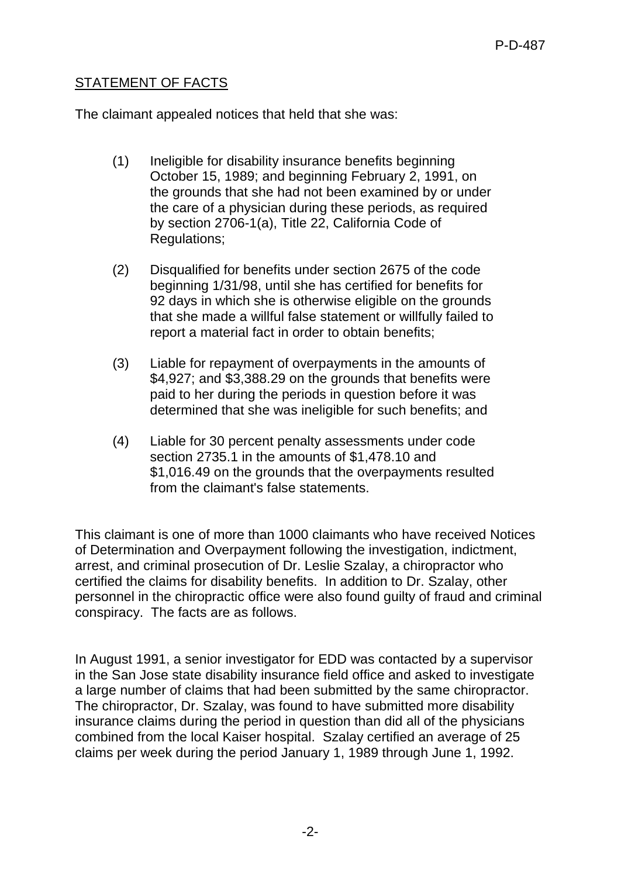## STATEMENT OF FACTS

The claimant appealed notices that held that she was:

(1) Ineligible for disability insurance benefits beginning October 15, 1989; and beginning February 2, 1991, on the grounds that she had not been examined by or under the care of a physician during these periods, as required by section 2706-1(a), Title 22, California Code of Regulations;

(2) Disqualified for benefits under section 2675 of the code beginning 1/31/98, until she has certified for benefits for 92 days in which she is otherwise eligible on the grounds that she made a willful false statement or willfully failed to report a material fact in order to obtain benefits;

(3) Liable for repayment of overpayments in the amounts of $4,927; and $3,388.29 on the grounds that benefits were paid to her during the periods in question before it was determined that she was ineligible for such benefits; and

(4) Liable for 30 percent penalty assessments under code section 2735.1 in the amounts of $1,478.10 and $1,016.49 on the grounds that the overpayments resulted from the claimant's false statements.

This claimant is one of more than 1000 claimants who have received Notices of Determination and Overpayment following the investigation, indictment, arrest, and criminal prosecution of Dr. Leslie Szalay, a chiropractor who certified the claims for disability benefits. In addition to Dr. Szalay, other personnel in the chiropractic office were also found guilty of fraud and criminal conspiracy. The facts are as follows.

In August 1991, a senior investigator for EDD was contacted by a supervisor in the San Jose state disability insurance field office and asked to investigate a large number of claims that had been submitted by the same chiropractor. The chiropractor, Dr. Szalay, was found to have submitted more disability insurance claims during the period in question than did all of the physicians combined from the local Kaiser hospital. Szalay certified an average of 25 claims per week during the period January 1, 1989 through June 1, 1992.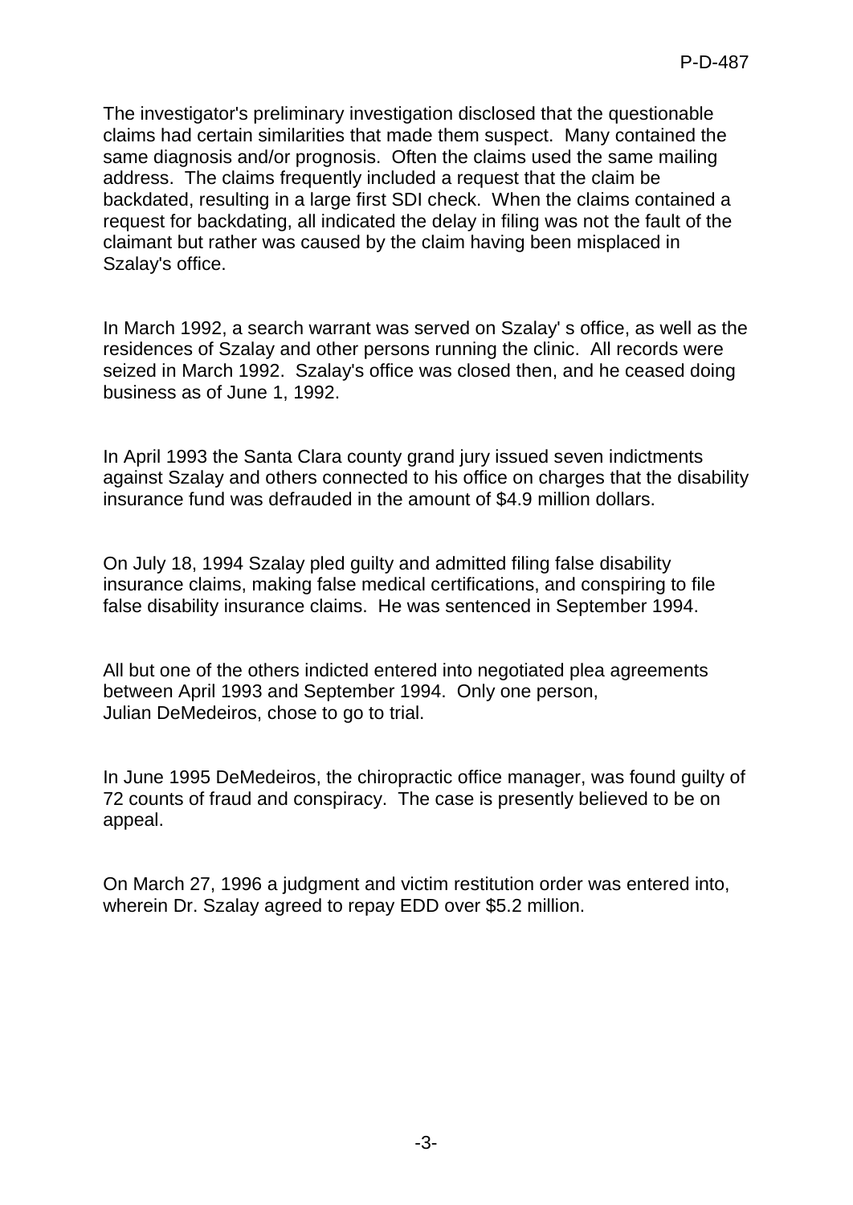The investigator's preliminary investigation disclosed that the questionable claims had certain similarities that made them suspect. Many contained the same diagnosis and/or prognosis. Often the claims used the same mailing address. The claims frequently included a request that the claim be backdated, resulting in a large first SDI check. When the claims contained a request for backdating, all indicated the delay in filing was not the fault of the claimant but rather was caused by the claim having been misplaced in Szalay's office.

In March 1992, a search warrant was served on Szalay' s office, as well as the residences of Szalay and other persons running the clinic. All records were seized in March 1992. Szalay's office was closed then, and he ceased doing business as of June 1, 1992.

In April 1993 the Santa Clara county grand jury issued seven indictments against Szalay and others connected to his office on charges that the disability insurance fund was defrauded in the amount of $4.9 million dollars.

On July 18, 1994 Szalay pled guilty and admitted filing false disability insurance claims, making false medical certifications, and conspiring to file false disability insurance claims. He was sentenced in September 1994.

All but one of the others indicted entered into negotiated plea agreements between April 1993 and September 1994. Only one person, Julian DeMedeiros, chose to go to trial.

In June 1995 DeMedeiros, the chiropractic office manager, was found guilty of 72 counts of fraud and conspiracy. The case is presently believed to be on appeal.

On March 27, 1996 a judgment and victim restitution order was entered into, wherein Dr. Szalay agreed to repay EDD over $5.2 million.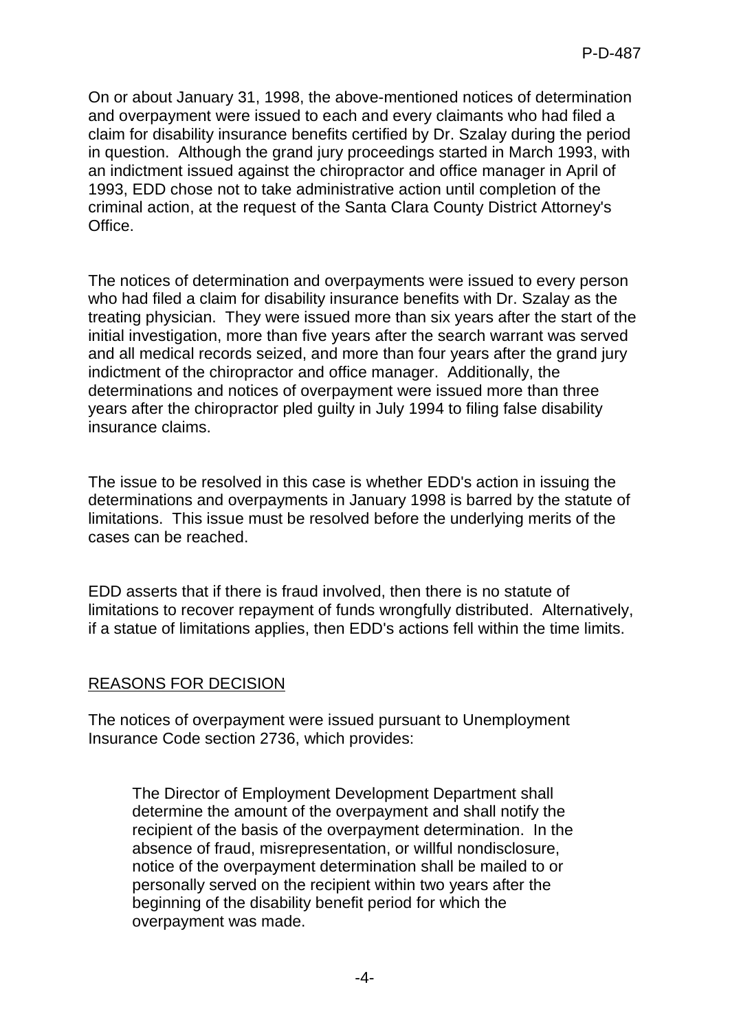On or about January 31, 1998, the above-mentioned notices of determination and overpayment were issued to each and every claimants who had filed a claim for disability insurance benefits certified by Dr. Szalay during the period in question. Although the grand jury proceedings started in March 1993, with an indictment issued against the chiropractor and office manager in April of 1993, EDD chose not to take administrative action until completion of the criminal action, at the request of the Santa Clara County District Attorney's Office.

The notices of determination and overpayments were issued to every person who had filed a claim for disability insurance benefits with Dr. Szalay as the treating physician. They were issued more than six years after the start of the initial investigation, more than five years after the search warrant was served and all medical records seized, and more than four years after the grand jury indictment of the chiropractor and office manager. Additionally, the determinations and notices of overpayment were issued more than three years after the chiropractor pled guilty in July 1994 to filing false disability insurance claims.

The issue to be resolved in this case is whether EDD's action in issuing the determinations and overpayments in January 1998 is barred by the statute of limitations. This issue must be resolved before the underlying merits of the cases can be reached.

EDD asserts that if there is fraud involved, then there is no statute of limitations to recover repayment of funds wrongfully distributed. Alternatively, if a statue of limitations applies, then EDD's actions fell within the time limits.

## REASONS FOR DECISION

The notices of overpayment were issued pursuant to Unemployment Insurance Code section 2736, which provides:

> The Director of Employment Development Department shall determine the amount of the overpayment and shall notify the recipient of the basis of the overpayment determination. In the absence of fraud, misrepresentation, or willful nondisclosure, notice of the overpayment determination shall be mailed to or personally served on the recipient within two years after the beginning of the disability benefit period for which the overpayment was made.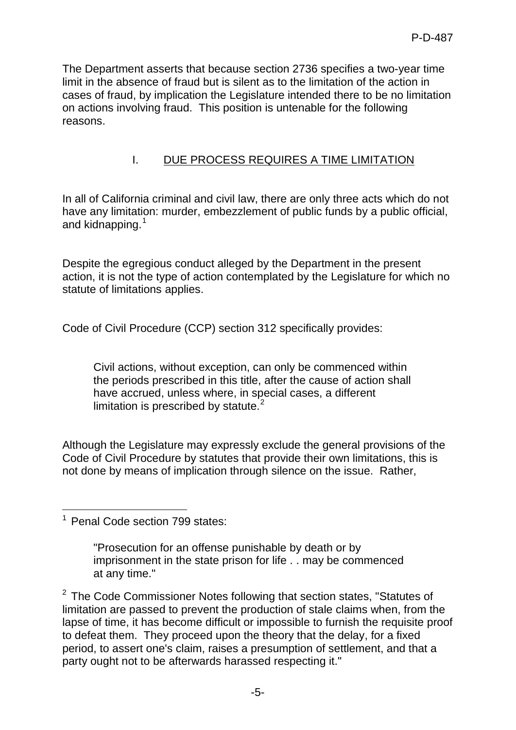The Department asserts that because section 2736 specifies a two-year time limit in the absence of fraud but is silent as to the limitation of the action in cases of fraud, by implication the Legislature intended there to be no limitation on actions involving fraud. This position is untenable for the following reasons.

## I. DUE PROCESS REQUIRES A TIME LIMITATION

In all of California criminal and civil law, there are only three acts which do not have any limitation: murder, embezzlement of public funds by a public official, and kidnapping.[1]

Despite the egregious conduct alleged by the Department in the present action, it is not the type of action contemplated by the Legislature for which no statute of limitations applies.

Code of Civil Procedure (CCP) section 312 specifically provides:

> Civil actions, without exception, can only be commenced within the periods prescribed in this title, after the cause of action shall have accrued, unless where, in special cases, a different limitation is prescribed by statute.[2]

Although the Legislature may expressly exclude the general provisions of the Code of Civil Procedure by statutes that provide their own limitations, this is not done by means of implication through silence on the issue. Rather,

---

[1] Penal Code section 799 states:

> "Prosecution for an offense punishable by death or by imprisonment in the state prison for life . . may be commenced at any time."

[2] The Code Commissioner Notes following that section states, "Statutes of limitation are passed to prevent the production of stale claims when, from the lapse of time, it has become difficult or impossible to furnish the requisite proof to defeat them. They proceed upon the theory that the delay, for a fixed period, to assert one's claim, raises a presumption of settlement, and that a party ought not to be afterwards harassed respecting it."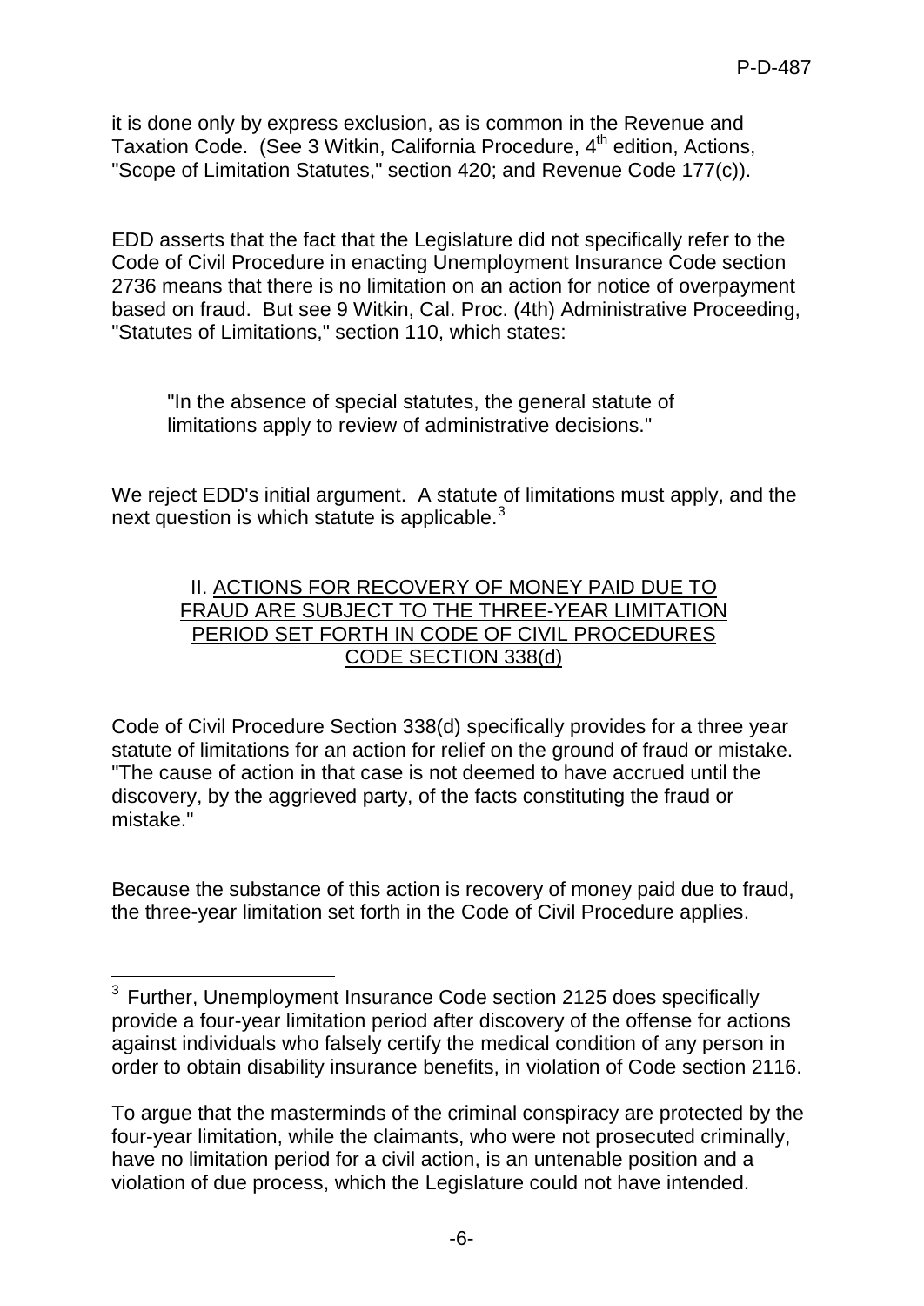it is done only by express exclusion, as is common in the Revenue and Taxation Code. (See 3 Witkin, California Procedure, 4th edition, Actions, "Scope of Limitation Statutes," section 420; and Revenue Code 177(c)).

EDD asserts that the fact that the Legislature did not specifically refer to the Code of Civil Procedure in enacting Unemployment Insurance Code section 2736 means that there is no limitation on an action for notice of overpayment based on fraud. But see 9 Witkin, Cal. Proc. (4th) Administrative Proceeding, "Statutes of Limitations," section 110, which states:

> "In the absence of special statutes, the general statute of limitations apply to review of administrative decisions."

We reject EDD's initial argument. A statute of limitations must apply, and the next question is which statute is applicable.[3]

<u>II. ACTIONS FOR RECOVERY OF MONEY PAID DUE TO FRAUD ARE SUBJECT TO THE THREE-YEAR LIMITATION PERIOD SET FORTH IN CODE OF CIVIL PROCEDURES CODE SECTION 338(d)</u>

Code of Civil Procedure Section 338(d) specifically provides for a three year statute of limitations for an action for relief on the ground of fraud or mistake. "The cause of action in that case is not deemed to have accrued until the discovery, by the aggrieved party, of the facts constituting the fraud or mistake."

Because the substance of this action is recovery of money paid due to fraud, the three-year limitation set forth in the Code of Civil Procedure applies.

---

[3] Further, Unemployment Insurance Code section 2125 does specifically provide a four-year limitation period after discovery of the offense for actions against individuals who falsely certify the medical condition of any person in order to obtain disability insurance benefits, in violation of Code section 2116.

To argue that the masterminds of the criminal conspiracy are protected by the four-year limitation, while the claimants, who were not prosecuted criminally, have no limitation period for a civil action, is an untenable position and a violation of due process, which the Legislature could not have intended.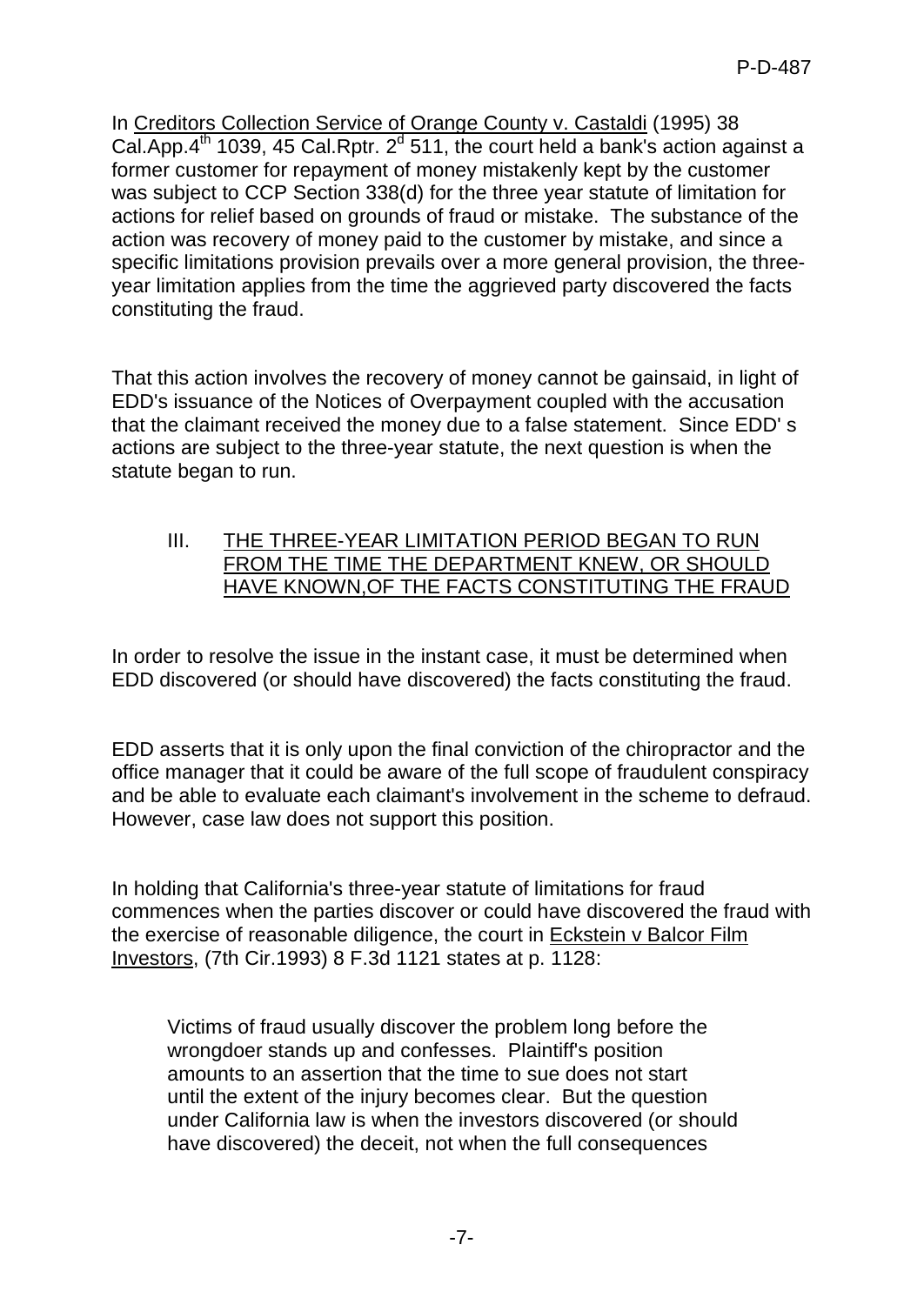In Creditors Collection Service of Orange County v. Castaldi (1995) 38 Cal.App.4th 1039, 45 Cal.Rptr. 2d 511, the court held a bank's action against a former customer for repayment of money mistakenly kept by the customer was subject to CCP Section 338(d) for the three year statute of limitation for actions for relief based on grounds of fraud or mistake. The substance of the action was recovery of money paid to the customer by mistake, and since a specific limitations provision prevails over a more general provision, the three-year limitation applies from the time the aggrieved party discovered the facts constituting the fraud.

That this action involves the recovery of money cannot be gainsaid, in light of EDD's issuance of the Notices of Overpayment coupled with the accusation that the claimant received the money due to a false statement. Since EDD' s actions are subject to the three-year statute, the next question is when the statute began to run.

## III. THE THREE-YEAR LIMITATION PERIOD BEGAN TO RUN FROM THE TIME THE DEPARTMENT KNEW, OR SHOULD HAVE KNOWN,OF THE FACTS CONSTITUTING THE FRAUD

In order to resolve the issue in the instant case, it must be determined when EDD discovered (or should have discovered) the facts constituting the fraud.

EDD asserts that it is only upon the final conviction of the chiropractor and the office manager that it could be aware of the full scope of fraudulent conspiracy and be able to evaluate each claimant's involvement in the scheme to defraud. However, case law does not support this position.

In holding that California's three-year statute of limitations for fraud commences when the parties discover or could have discovered the fraud with the exercise of reasonable diligence, the court in Eckstein v Balcor Film Investors, (7th Cir.1993) 8 F.3d 1121 states at p. 1128:

> Victims of fraud usually discover the problem long before the wrongdoer stands up and confesses. Plaintiff's position amounts to an assertion that the time to sue does not start until the extent of the injury becomes clear. But the question under California law is when the investors discovered (or should have discovered) the deceit, not when the full consequences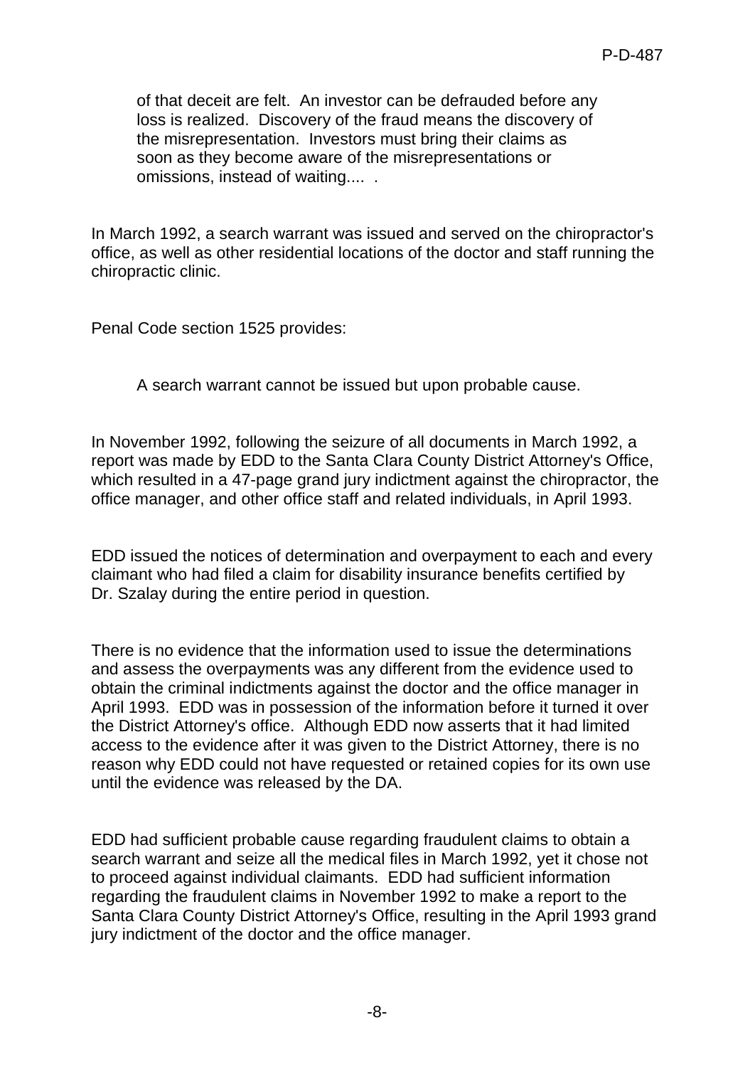> of that deceit are felt. An investor can be defrauded before any loss is realized. Discovery of the fraud means the discovery of the misrepresentation. Investors must bring their claims as soon as they become aware of the misrepresentations or omissions, instead of waiting.... .

In March 1992, a search warrant was issued and served on the chiropractor's office, as well as other residential locations of the doctor and staff running the chiropractic clinic.

Penal Code section 1525 provides:

> A search warrant cannot be issued but upon probable cause.

In November 1992, following the seizure of all documents in March 1992, a report was made by EDD to the Santa Clara County District Attorney's Office, which resulted in a 47-page grand jury indictment against the chiropractor, the office manager, and other office staff and related individuals, in April 1993.

EDD issued the notices of determination and overpayment to each and every claimant who had filed a claim for disability insurance benefits certified by Dr. Szalay during the entire period in question.

There is no evidence that the information used to issue the determinations and assess the overpayments was any different from the evidence used to obtain the criminal indictments against the doctor and the office manager in April 1993. EDD was in possession of the information before it turned it over the District Attorney's office. Although EDD now asserts that it had limited access to the evidence after it was given to the District Attorney, there is no reason why EDD could not have requested or retained copies for its own use until the evidence was released by the DA.

EDD had sufficient probable cause regarding fraudulent claims to obtain a search warrant and seize all the medical files in March 1992, yet it chose not to proceed against individual claimants. EDD had sufficient information regarding the fraudulent claims in November 1992 to make a report to the Santa Clara County District Attorney's Office, resulting in the April 1993 grand jury indictment of the doctor and the office manager.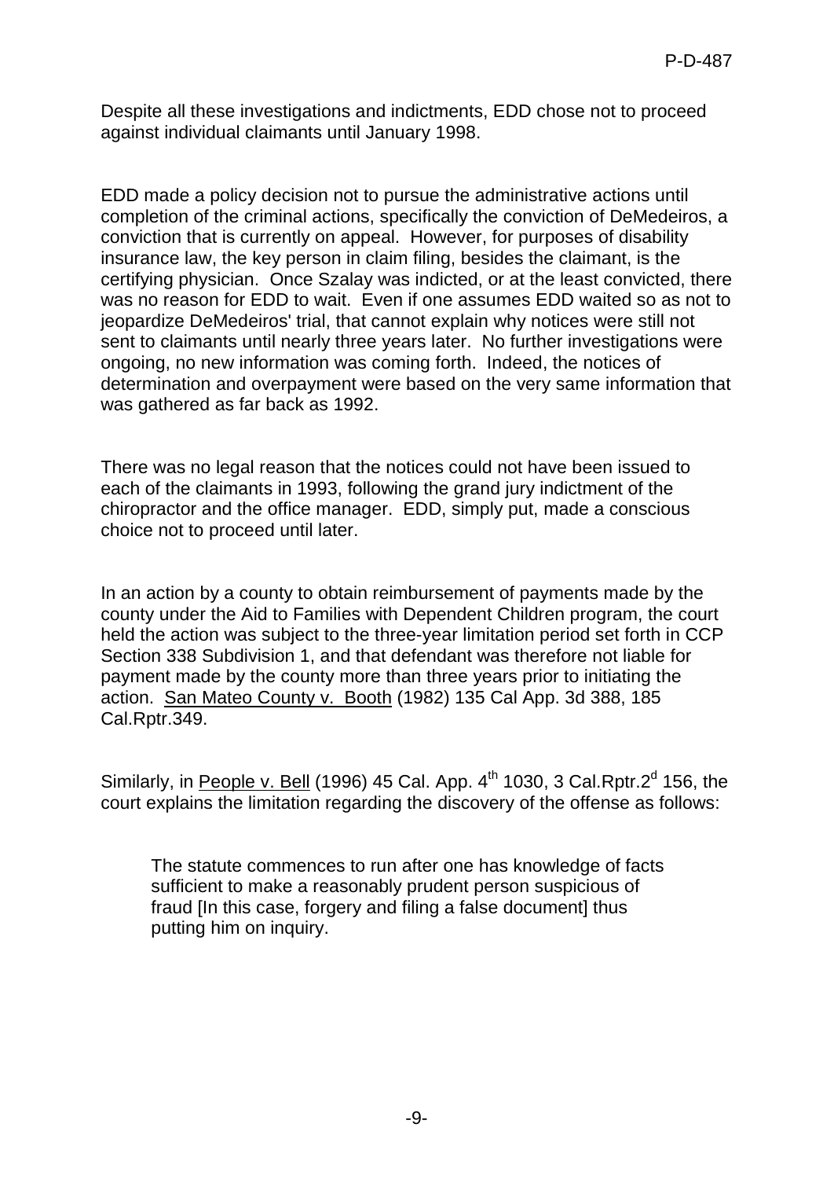Despite all these investigations and indictments, EDD chose not to proceed against individual claimants until January 1998.

EDD made a policy decision not to pursue the administrative actions until completion of the criminal actions, specifically the conviction of DeMedeiros, a conviction that is currently on appeal. However, for purposes of disability insurance law, the key person in claim filing, besides the claimant, is the certifying physician. Once Szalay was indicted, or at the least convicted, there was no reason for EDD to wait. Even if one assumes EDD waited so as not to jeopardize DeMedeiros' trial, that cannot explain why notices were still not sent to claimants until nearly three years later. No further investigations were ongoing, no new information was coming forth. Indeed, the notices of determination and overpayment were based on the very same information that was gathered as far back as 1992.

There was no legal reason that the notices could not have been issued to each of the claimants in 1993, following the grand jury indictment of the chiropractor and the office manager. EDD, simply put, made a conscious choice not to proceed until later.

In an action by a county to obtain reimbursement of payments made by the county under the Aid to Families with Dependent Children program, the court held the action was subject to the three-year limitation period set forth in CCP Section 338 Subdivision 1, and that defendant was therefore not liable for payment made by the county more than three years prior to initiating the action. San Mateo County v. Booth (1982) 135 Cal App. 3d 388, 185 Cal.Rptr.349.

Similarly, in People v. Bell (1996) 45 Cal. App. 4th 1030, 3 Cal.Rptr.2d 156, the court explains the limitation regarding the discovery of the offense as follows:

> The statute commences to run after one has knowledge of facts sufficient to make a reasonably prudent person suspicious of fraud [In this case, forgery and filing a false document] thus putting him on inquiry.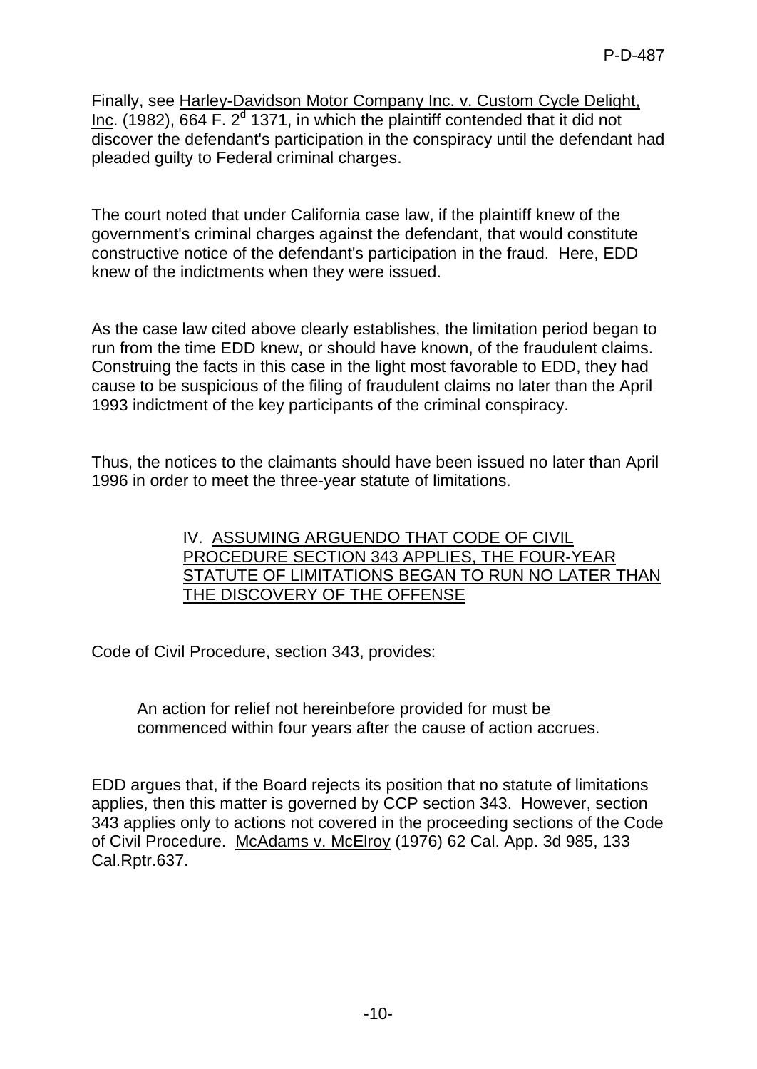Finally, see Harley-Davidson Motor Company Inc. v. Custom Cycle Delight, Inc. (1982), 664 F. 2[d] 1371, in which the plaintiff contended that it did not discover the defendant's participation in the conspiracy until the defendant had pleaded guilty to Federal criminal charges.

The court noted that under California case law, if the plaintiff knew of the government's criminal charges against the defendant, that would constitute constructive notice of the defendant's participation in the fraud. Here, EDD knew of the indictments when they were issued.

As the case law cited above clearly establishes, the limitation period began to run from the time EDD knew, or should have known, of the fraudulent claims. Construing the facts in this case in the light most favorable to EDD, they had cause to be suspicious of the filing of fraudulent claims no later than the April 1993 indictment of the key participants of the criminal conspiracy.

Thus, the notices to the claimants should have been issued no later than April 1996 in order to meet the three-year statute of limitations.

## IV. ASSUMING ARGUENDO THAT CODE OF CIVIL PROCEDURE SECTION 343 APPLIES, THE FOUR-YEAR STATUTE OF LIMITATIONS BEGAN TO RUN NO LATER THAN THE DISCOVERY OF THE OFFENSE

Code of Civil Procedure, section 343, provides:

> An action for relief not hereinbefore provided for must be commenced within four years after the cause of action accrues.

EDD argues that, if the Board rejects its position that no statute of limitations applies, then this matter is governed by CCP section 343. However, section 343 applies only to actions not covered in the proceeding sections of the Code of Civil Procedure. McAdams v. McElroy (1976) 62 Cal. App. 3d 985, 133 Cal.Rptr.637.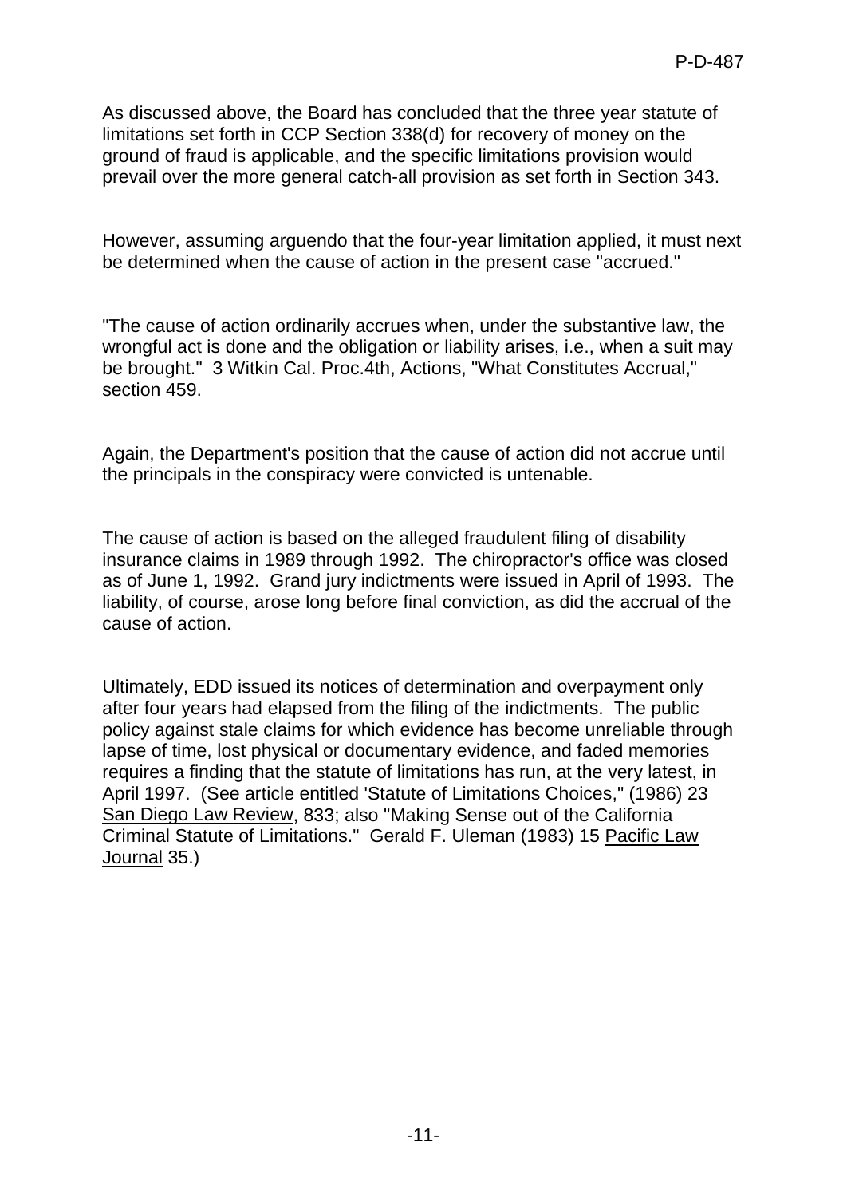As discussed above, the Board has concluded that the three year statute of limitations set forth in CCP Section 338(d) for recovery of money on the ground of fraud is applicable, and the specific limitations provision would prevail over the more general catch-all provision as set forth in Section 343.

However, assuming arguendo that the four-year limitation applied, it must next be determined when the cause of action in the present case "accrued."

"The cause of action ordinarily accrues when, under the substantive law, the wrongful act is done and the obligation or liability arises, i.e., when a suit may be brought." 3 Witkin Cal. Proc.4th, Actions, "What Constitutes Accrual," section 459.

Again, the Department's position that the cause of action did not accrue until the principals in the conspiracy were convicted is untenable.

The cause of action is based on the alleged fraudulent filing of disability insurance claims in 1989 through 1992. The chiropractor's office was closed as of June 1, 1992. Grand jury indictments were issued in April of 1993. The liability, of course, arose long before final conviction, as did the accrual of the cause of action.

Ultimately, EDD issued its notices of determination and overpayment only after four years had elapsed from the filing of the indictments. The public policy against stale claims for which evidence has become unreliable through lapse of time, lost physical or documentary evidence, and faded memories requires a finding that the statute of limitations has run, at the very latest, in April 1997. (See article entitled 'Statute of Limitations Choices," (1986) 23 San Diego Law Review, 833; also "Making Sense out of the California Criminal Statute of Limitations." Gerald F. Uleman (1983) 15 Pacific Law Journal 35.)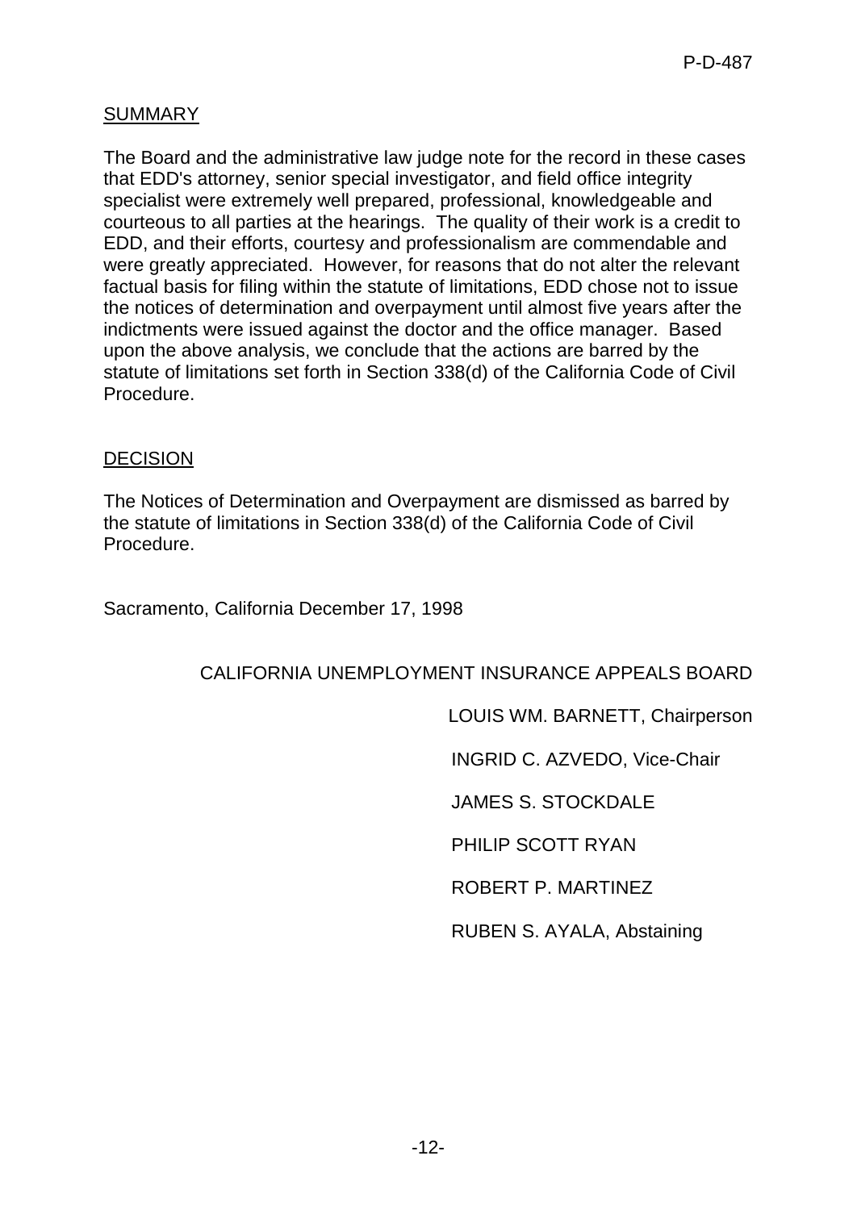## SUMMARY

The Board and the administrative law judge note for the record in these cases that EDD's attorney, senior special investigator, and field office integrity specialist were extremely well prepared, professional, knowledgeable and courteous to all parties at the hearings. The quality of their work is a credit to EDD, and their efforts, courtesy and professionalism are commendable and were greatly appreciated. However, for reasons that do not alter the relevant factual basis for filing within the statute of limitations, EDD chose not to issue the notices of determination and overpayment until almost five years after the indictments were issued against the doctor and the office manager. Based upon the above analysis, we conclude that the actions are barred by the statute of limitations set forth in Section 338(d) of the California Code of Civil Procedure.

## DECISION

The Notices of Determination and Overpayment are dismissed as barred by the statute of limitations in Section 338(d) of the California Code of Civil Procedure.

Sacramento, California December 17, 1998

CALIFORNIA UNEMPLOYMENT INSURANCE APPEALS BOARD

LOUIS WM. BARNETT, Chairperson

INGRID C. AZVEDO, Vice-Chair

JAMES S. STOCKDALE

PHILIP SCOTT RYAN

ROBERT P. MARTINEZ

RUBEN S. AYALA, Abstaining